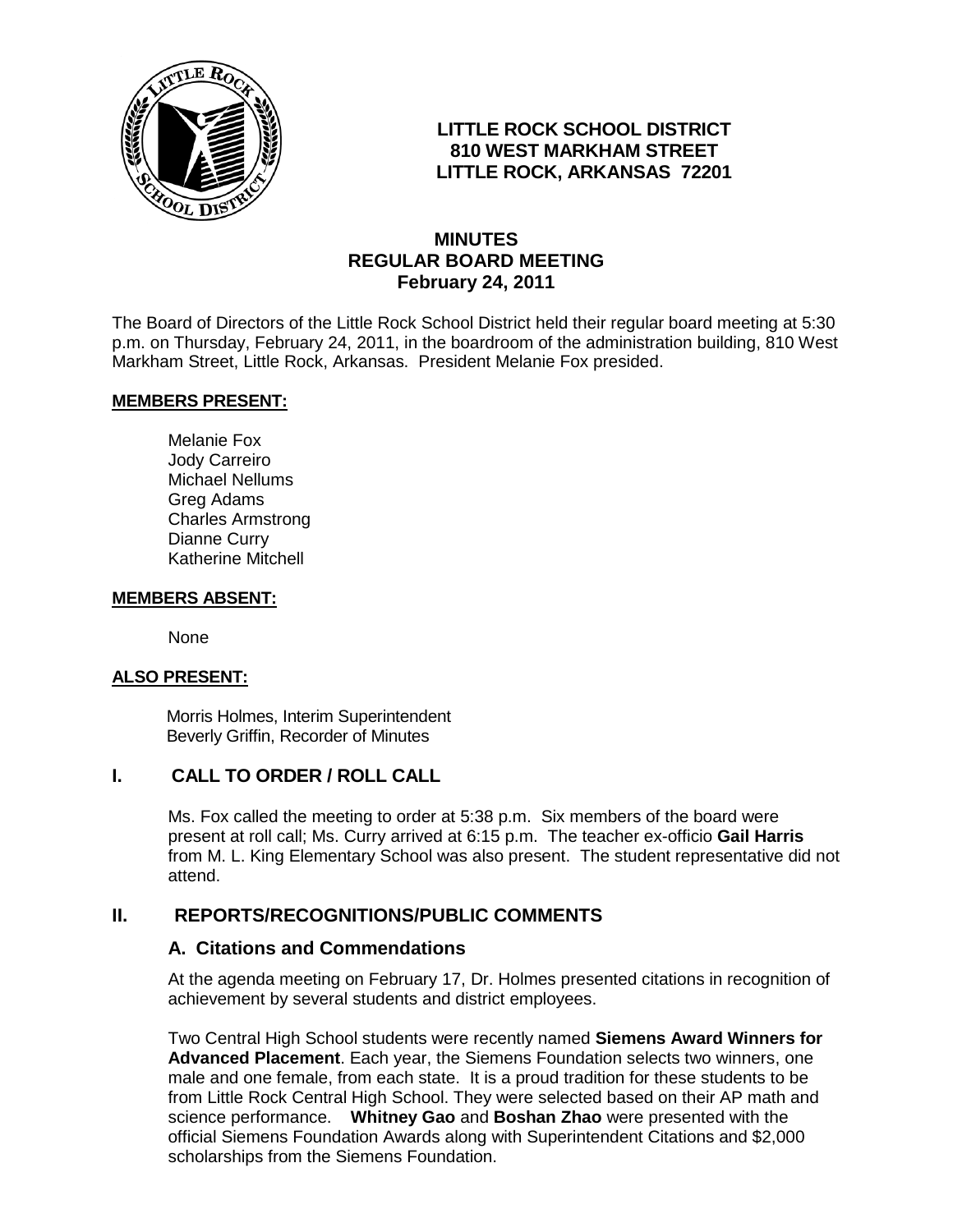# LITTLE ROCK SCHOOL DISTRICT
# 810 WEST MARKHAM STREET
# LITTLE ROCK, ARKANSAS 72201

## MINUTES
## REGULAR BOARD MEETING
## February 24, 2011

The Board of Directors of the Little Rock School District held their regular board meeting at 5:30 p.m. on Thursday, February 24, 2011, in the boardroom of the administration building, 810 West Markham Street, Little Rock, Arkansas. President Melanie Fox presided.

**MEMBERS PRESENT:**

Melanie Fox
Jody Carreiro
Michael Nellums
Greg Adams
Charles Armstrong
Dianne Curry
Katherine Mitchell

**MEMBERS ABSENT:**

None

**ALSO PRESENT:**

Morris Holmes, Interim Superintendent
Beverly Griffin, Recorder of Minutes

## I. CALL TO ORDER / ROLL CALL

Ms. Fox called the meeting to order at 5:38 p.m. Six members of the board were present at roll call; Ms. Curry arrived at 6:15 p.m. The teacher ex-officio **Gail Harris** from M. L. King Elementary School was also present. The student representative did not attend.

## II. REPORTS/RECOGNITIONS/PUBLIC COMMENTS

### A. Citations and Commendations

At the agenda meeting on February 17, Dr. Holmes presented citations in recognition of achievement by several students and district employees.

Two Central High School students were recently named **Siemens Award Winners for Advanced Placement**. Each year, the Siemens Foundation selects two winners, one male and one female, from each state. It is a proud tradition for these students to be from Little Rock Central High School. They were selected based on their AP math and science performance. **Whitney Gao** and **Boshan Zhao** were presented with the official Siemens Foundation Awards along with Superintendent Citations and $2,000 scholarships from the Siemens Foundation.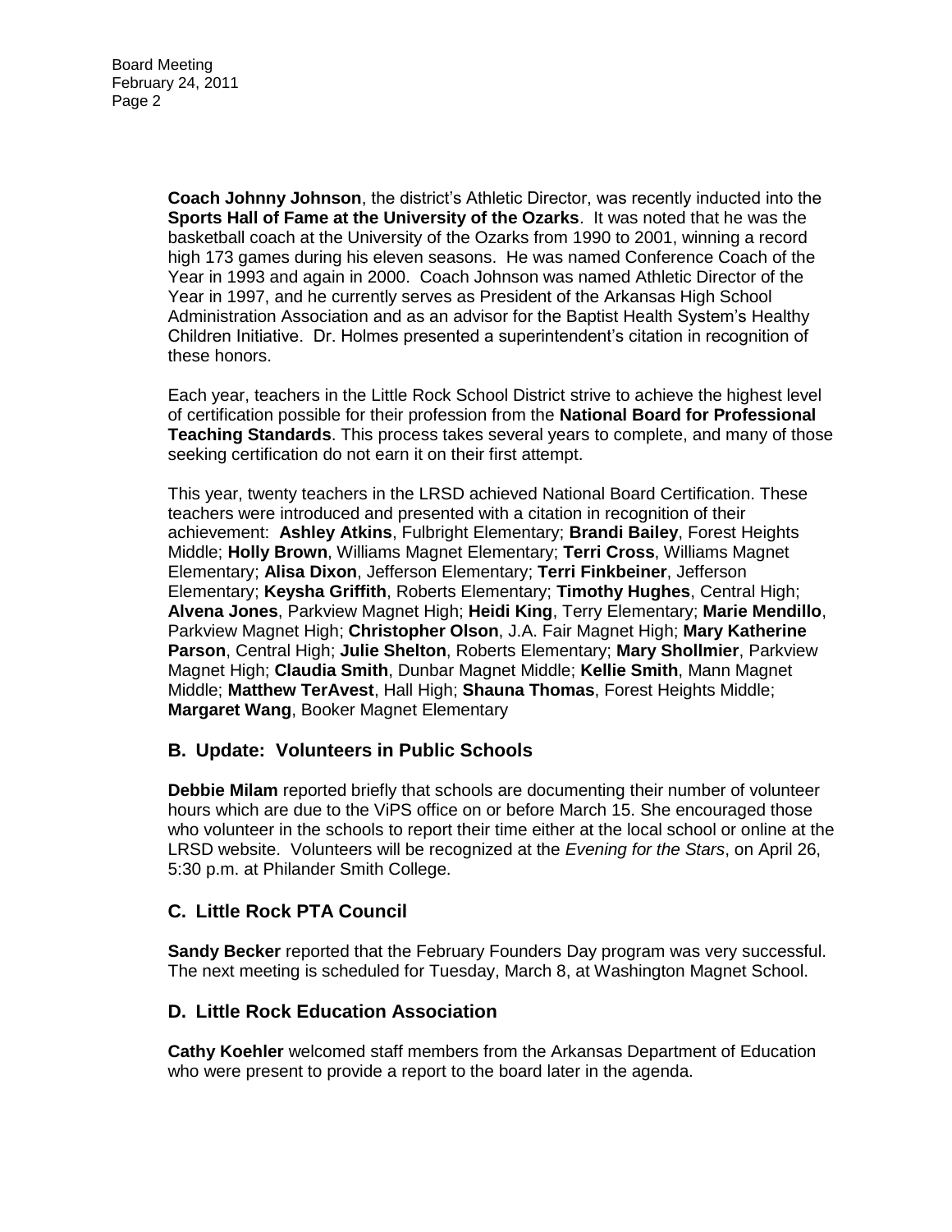**Coach Johnny Johnson**, the district's Athletic Director, was recently inducted into the **Sports Hall of Fame at the University of the Ozarks**. It was noted that he was the basketball coach at the University of the Ozarks from 1990 to 2001, winning a record high 173 games during his eleven seasons. He was named Conference Coach of the Year in 1993 and again in 2000. Coach Johnson was named Athletic Director of the Year in 1997, and he currently serves as President of the Arkansas High School Administration Association and as an advisor for the Baptist Health System's Healthy Children Initiative. Dr. Holmes presented a superintendent's citation in recognition of these honors.

Each year, teachers in the Little Rock School District strive to achieve the highest level of certification possible for their profession from the **National Board for Professional Teaching Standards**. This process takes several years to complete, and many of those seeking certification do not earn it on their first attempt.

This year, twenty teachers in the LRSD achieved National Board Certification. These teachers were introduced and presented with a citation in recognition of their achievement: **Ashley Atkins**, Fulbright Elementary; **Brandi Bailey**, Forest Heights Middle; **Holly Brown**, Williams Magnet Elementary; **Terri Cross**, Williams Magnet Elementary; **Alisa Dixon**, Jefferson Elementary; **Terri Finkbeiner**, Jefferson Elementary; **Keysha Griffith**, Roberts Elementary; **Timothy Hughes**, Central High; **Alvena Jones**, Parkview Magnet High; **Heidi King**, Terry Elementary; **Marie Mendillo**, Parkview Magnet High; **Christopher Olson**, J.A. Fair Magnet High; **Mary Katherine Parson**, Central High; **Julie Shelton**, Roberts Elementary; **Mary Shollmier**, Parkview Magnet High; **Claudia Smith**, Dunbar Magnet Middle; **Kellie Smith**, Mann Magnet Middle; **Matthew TerAvest**, Hall High; **Shauna Thomas**, Forest Heights Middle; **Margaret Wang**, Booker Magnet Elementary

## B. Update: Volunteers in Public Schools

**Debbie Milam** reported briefly that schools are documenting their number of volunteer hours which are due to the ViPS office on or before March 15. She encouraged those who volunteer in the schools to report their time either at the local school or online at the LRSD website. Volunteers will be recognized at the *Evening for the Stars*, on April 26, 5:30 p.m. at Philander Smith College.

## C. Little Rock PTA Council

**Sandy Becker** reported that the February Founders Day program was very successful. The next meeting is scheduled for Tuesday, March 8, at Washington Magnet School.

## D. Little Rock Education Association

**Cathy Koehler** welcomed staff members from the Arkansas Department of Education who were present to provide a report to the board later in the agenda.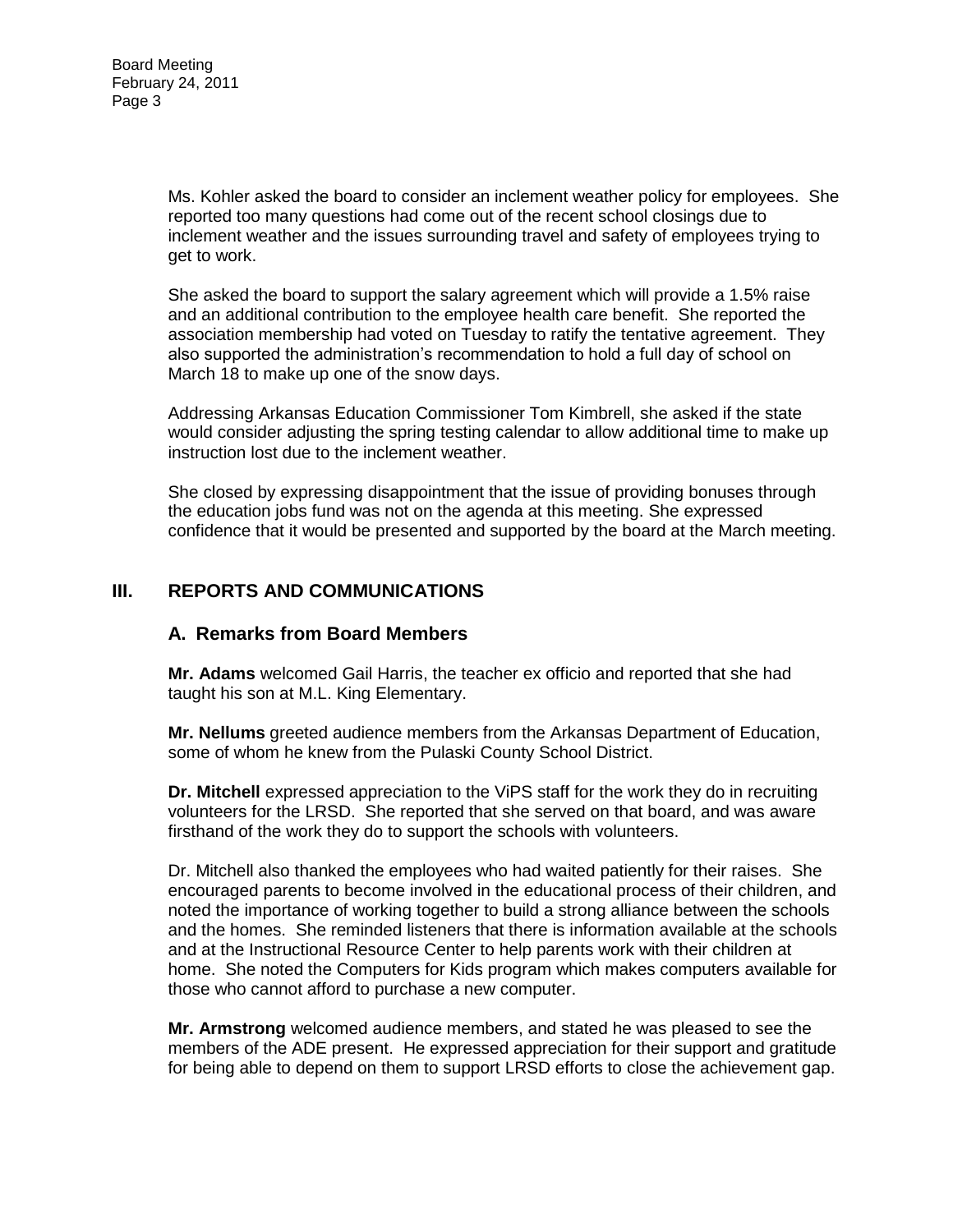Ms. Kohler asked the board to consider an inclement weather policy for employees. She reported too many questions had come out of the recent school closings due to inclement weather and the issues surrounding travel and safety of employees trying to get to work.

She asked the board to support the salary agreement which will provide a 1.5% raise and an additional contribution to the employee health care benefit. She reported the association membership had voted on Tuesday to ratify the tentative agreement. They also supported the administration's recommendation to hold a full day of school on March 18 to make up one of the snow days.

Addressing Arkansas Education Commissioner Tom Kimbrell, she asked if the state would consider adjusting the spring testing calendar to allow additional time to make up instruction lost due to the inclement weather.

She closed by expressing disappointment that the issue of providing bonuses through the education jobs fund was not on the agenda at this meeting. She expressed confidence that it would be presented and supported by the board at the March meeting.

## III. REPORTS AND COMMUNICATIONS

### A. Remarks from Board Members

**Mr. Adams** welcomed Gail Harris, the teacher ex officio and reported that she had taught his son at M.L. King Elementary.

**Mr. Nellums** greeted audience members from the Arkansas Department of Education, some of whom he knew from the Pulaski County School District.

**Dr. Mitchell** expressed appreciation to the ViPS staff for the work they do in recruiting volunteers for the LRSD. She reported that she served on that board, and was aware firsthand of the work they do to support the schools with volunteers.

Dr. Mitchell also thanked the employees who had waited patiently for their raises. She encouraged parents to become involved in the educational process of their children, and noted the importance of working together to build a strong alliance between the schools and the homes. She reminded listeners that there is information available at the schools and at the Instructional Resource Center to help parents work with their children at home. She noted the Computers for Kids program which makes computers available for those who cannot afford to purchase a new computer.

**Mr. Armstrong** welcomed audience members, and stated he was pleased to see the members of the ADE present. He expressed appreciation for their support and gratitude for being able to depend on them to support LRSD efforts to close the achievement gap.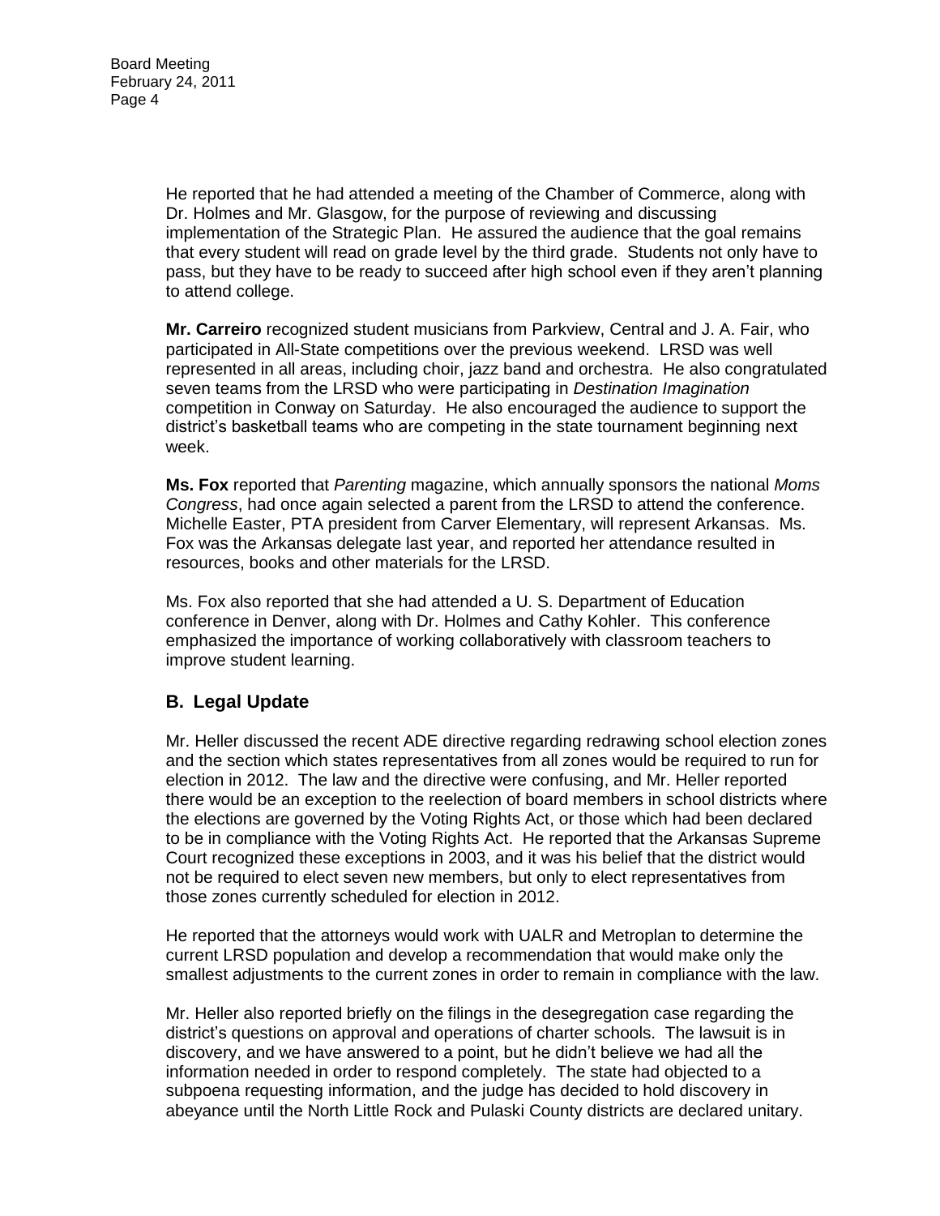He reported that he had attended a meeting of the Chamber of Commerce, along with Dr. Holmes and Mr. Glasgow, for the purpose of reviewing and discussing implementation of the Strategic Plan. He assured the audience that the goal remains that every student will read on grade level by the third grade. Students not only have to pass, but they have to be ready to succeed after high school even if they aren't planning to attend college.

**Mr. Carreiro** recognized student musicians from Parkview, Central and J. A. Fair, who participated in All-State competitions over the previous weekend. LRSD was well represented in all areas, including choir, jazz band and orchestra. He also congratulated seven teams from the LRSD who were participating in *Destination Imagination* competition in Conway on Saturday. He also encouraged the audience to support the district's basketball teams who are competing in the state tournament beginning next week.

**Ms. Fox** reported that *Parenting* magazine, which annually sponsors the national *Moms Congress*, had once again selected a parent from the LRSD to attend the conference. Michelle Easter, PTA president from Carver Elementary, will represent Arkansas. Ms. Fox was the Arkansas delegate last year, and reported her attendance resulted in resources, books and other materials for the LRSD.

Ms. Fox also reported that she had attended a U. S. Department of Education conference in Denver, along with Dr. Holmes and Cathy Kohler. This conference emphasized the importance of working collaboratively with classroom teachers to improve student learning.

## B. Legal Update

Mr. Heller discussed the recent ADE directive regarding redrawing school election zones and the section which states representatives from all zones would be required to run for election in 2012. The law and the directive were confusing, and Mr. Heller reported there would be an exception to the reelection of board members in school districts where the elections are governed by the Voting Rights Act, or those which had been declared to be in compliance with the Voting Rights Act. He reported that the Arkansas Supreme Court recognized these exceptions in 2003, and it was his belief that the district would not be required to elect seven new members, but only to elect representatives from those zones currently scheduled for election in 2012.

He reported that the attorneys would work with UALR and Metroplan to determine the current LRSD population and develop a recommendation that would make only the smallest adjustments to the current zones in order to remain in compliance with the law.

Mr. Heller also reported briefly on the filings in the desegregation case regarding the district's questions on approval and operations of charter schools. The lawsuit is in discovery, and we have answered to a point, but he didn't believe we had all the information needed in order to respond completely. The state had objected to a subpoena requesting information, and the judge has decided to hold discovery in abeyance until the North Little Rock and Pulaski County districts are declared unitary.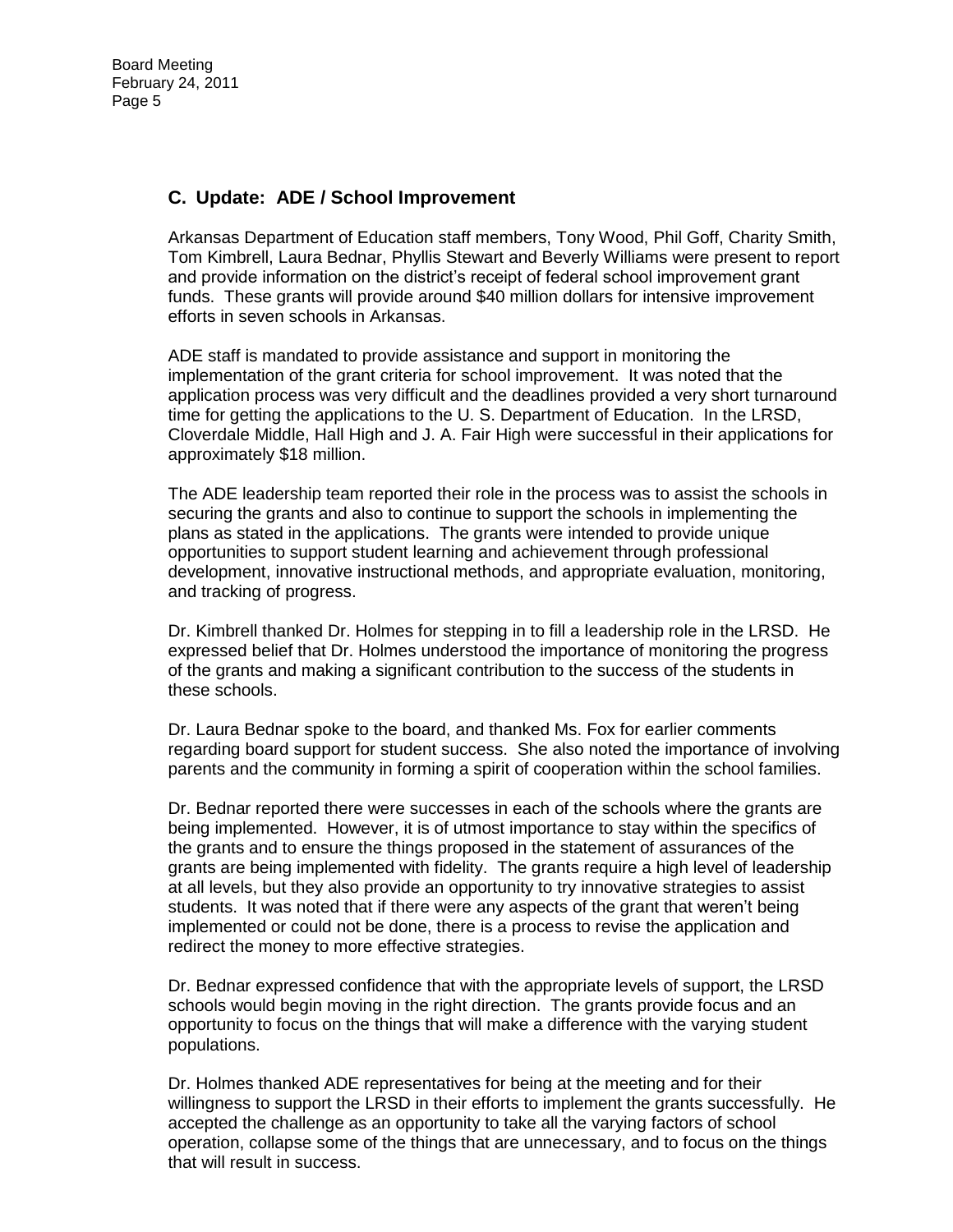## C. Update: ADE / School Improvement

Arkansas Department of Education staff members, Tony Wood, Phil Goff, Charity Smith, Tom Kimbrell, Laura Bednar, Phyllis Stewart and Beverly Williams were present to report and provide information on the district's receipt of federal school improvement grant funds. These grants will provide around $40 million dollars for intensive improvement efforts in seven schools in Arkansas.

ADE staff is mandated to provide assistance and support in monitoring the implementation of the grant criteria for school improvement. It was noted that the application process was very difficult and the deadlines provided a very short turnaround time for getting the applications to the U. S. Department of Education. In the LRSD, Cloverdale Middle, Hall High and J. A. Fair High were successful in their applications for approximately $18 million.

The ADE leadership team reported their role in the process was to assist the schools in securing the grants and also to continue to support the schools in implementing the plans as stated in the applications. The grants were intended to provide unique opportunities to support student learning and achievement through professional development, innovative instructional methods, and appropriate evaluation, monitoring, and tracking of progress.

Dr. Kimbrell thanked Dr. Holmes for stepping in to fill a leadership role in the LRSD. He expressed belief that Dr. Holmes understood the importance of monitoring the progress of the grants and making a significant contribution to the success of the students in these schools.

Dr. Laura Bednar spoke to the board, and thanked Ms. Fox for earlier comments regarding board support for student success. She also noted the importance of involving parents and the community in forming a spirit of cooperation within the school families.

Dr. Bednar reported there were successes in each of the schools where the grants are being implemented. However, it is of utmost importance to stay within the specifics of the grants and to ensure the things proposed in the statement of assurances of the grants are being implemented with fidelity. The grants require a high level of leadership at all levels, but they also provide an opportunity to try innovative strategies to assist students. It was noted that if there were any aspects of the grant that weren't being implemented or could not be done, there is a process to revise the application and redirect the money to more effective strategies.

Dr. Bednar expressed confidence that with the appropriate levels of support, the LRSD schools would begin moving in the right direction. The grants provide focus and an opportunity to focus on the things that will make a difference with the varying student populations.

Dr. Holmes thanked ADE representatives for being at the meeting and for their willingness to support the LRSD in their efforts to implement the grants successfully. He accepted the challenge as an opportunity to take all the varying factors of school operation, collapse some of the things that are unnecessary, and to focus on the things that will result in success.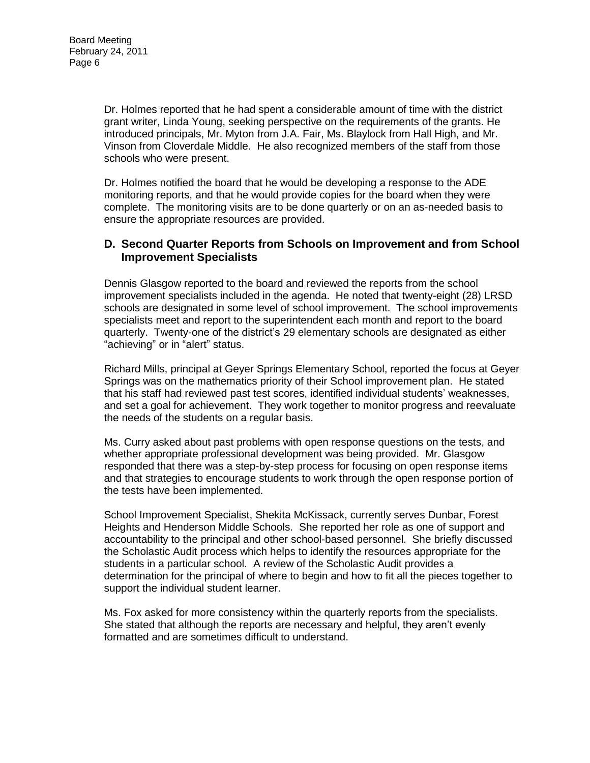Dr. Holmes reported that he had spent a considerable amount of time with the district grant writer, Linda Young, seeking perspective on the requirements of the grants. He introduced principals, Mr. Myton from J.A. Fair, Ms. Blaylock from Hall High, and Mr. Vinson from Cloverdale Middle. He also recognized members of the staff from those schools who were present.

Dr. Holmes notified the board that he would be developing a response to the ADE monitoring reports, and that he would provide copies for the board when they were complete. The monitoring visits are to be done quarterly or on an as-needed basis to ensure the appropriate resources are provided.

## D. Second Quarter Reports from Schools on Improvement and from School Improvement Specialists

Dennis Glasgow reported to the board and reviewed the reports from the school improvement specialists included in the agenda. He noted that twenty-eight (28) LRSD schools are designated in some level of school improvement. The school improvements specialists meet and report to the superintendent each month and report to the board quarterly. Twenty-one of the district's 29 elementary schools are designated as either "achieving" or in "alert" status.

Richard Mills, principal at Geyer Springs Elementary School, reported the focus at Geyer Springs was on the mathematics priority of their School improvement plan. He stated that his staff had reviewed past test scores, identified individual students' weaknesses, and set a goal for achievement. They work together to monitor progress and reevaluate the needs of the students on a regular basis.

Ms. Curry asked about past problems with open response questions on the tests, and whether appropriate professional development was being provided. Mr. Glasgow responded that there was a step-by-step process for focusing on open response items and that strategies to encourage students to work through the open response portion of the tests have been implemented.

School Improvement Specialist, Shekita McKissack, currently serves Dunbar, Forest Heights and Henderson Middle Schools. She reported her role as one of support and accountability to the principal and other school-based personnel. She briefly discussed the Scholastic Audit process which helps to identify the resources appropriate for the students in a particular school. A review of the Scholastic Audit provides a determination for the principal of where to begin and how to fit all the pieces together to support the individual student learner.

Ms. Fox asked for more consistency within the quarterly reports from the specialists. She stated that although the reports are necessary and helpful, they aren't evenly formatted and are sometimes difficult to understand.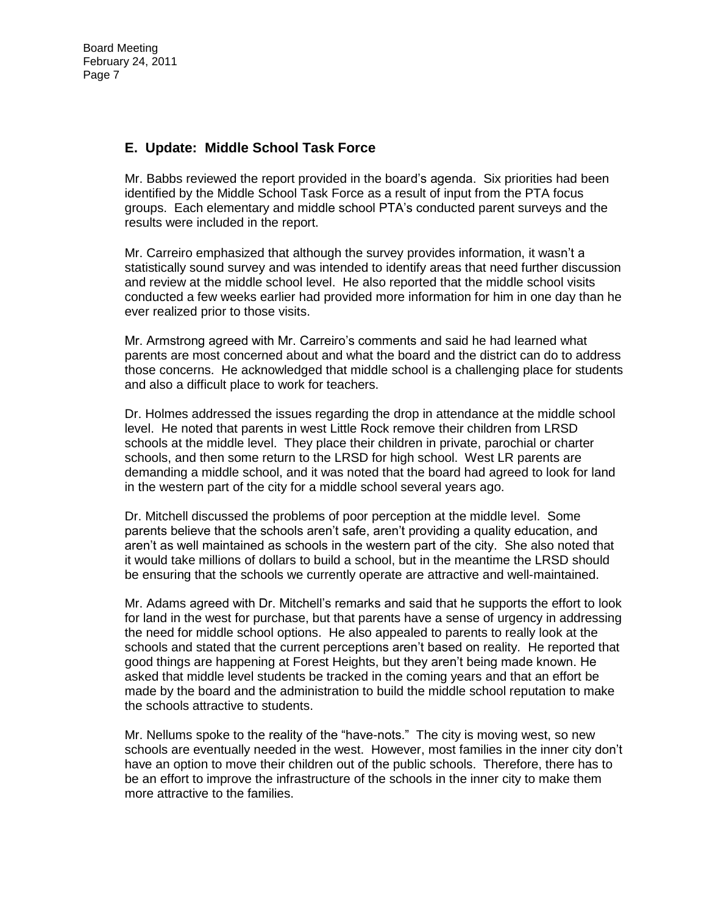## E. Update: Middle School Task Force

Mr. Babbs reviewed the report provided in the board's agenda. Six priorities had been identified by the Middle School Task Force as a result of input from the PTA focus groups. Each elementary and middle school PTA's conducted parent surveys and the results were included in the report.

Mr. Carreiro emphasized that although the survey provides information, it wasn't a statistically sound survey and was intended to identify areas that need further discussion and review at the middle school level. He also reported that the middle school visits conducted a few weeks earlier had provided more information for him in one day than he ever realized prior to those visits.

Mr. Armstrong agreed with Mr. Carreiro's comments and said he had learned what parents are most concerned about and what the board and the district can do to address those concerns. He acknowledged that middle school is a challenging place for students and also a difficult place to work for teachers.

Dr. Holmes addressed the issues regarding the drop in attendance at the middle school level. He noted that parents in west Little Rock remove their children from LRSD schools at the middle level. They place their children in private, parochial or charter schools, and then some return to the LRSD for high school. West LR parents are demanding a middle school, and it was noted that the board had agreed to look for land in the western part of the city for a middle school several years ago.

Dr. Mitchell discussed the problems of poor perception at the middle level. Some parents believe that the schools aren't safe, aren't providing a quality education, and aren't as well maintained as schools in the western part of the city. She also noted that it would take millions of dollars to build a school, but in the meantime the LRSD should be ensuring that the schools we currently operate are attractive and well-maintained.

Mr. Adams agreed with Dr. Mitchell's remarks and said that he supports the effort to look for land in the west for purchase, but that parents have a sense of urgency in addressing the need for middle school options. He also appealed to parents to really look at the schools and stated that the current perceptions aren't based on reality. He reported that good things are happening at Forest Heights, but they aren't being made known. He asked that middle level students be tracked in the coming years and that an effort be made by the board and the administration to build the middle school reputation to make the schools attractive to students.

Mr. Nellums spoke to the reality of the "have-nots." The city is moving west, so new schools are eventually needed in the west. However, most families in the inner city don't have an option to move their children out of the public schools. Therefore, there has to be an effort to improve the infrastructure of the schools in the inner city to make them more attractive to the families.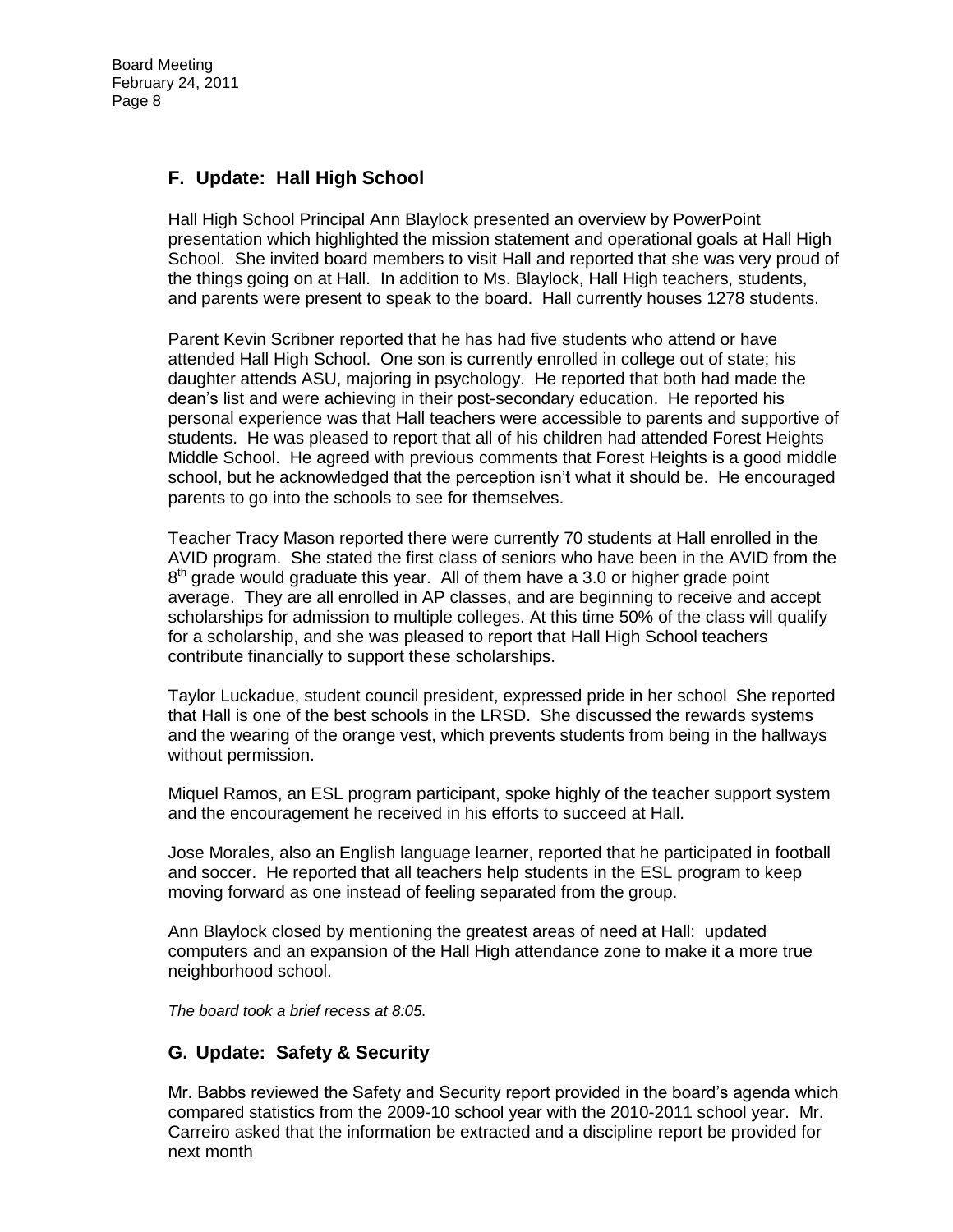## F. Update: Hall High School

Hall High School Principal Ann Blaylock presented an overview by PowerPoint presentation which highlighted the mission statement and operational goals at Hall High School. She invited board members to visit Hall and reported that she was very proud of the things going on at Hall. In addition to Ms. Blaylock, Hall High teachers, students, and parents were present to speak to the board. Hall currently houses 1278 students.

Parent Kevin Scribner reported that he has had five students who attend or have attended Hall High School. One son is currently enrolled in college out of state; his daughter attends ASU, majoring in psychology. He reported that both had made the dean's list and were achieving in their post-secondary education. He reported his personal experience was that Hall teachers were accessible to parents and supportive of students. He was pleased to report that all of his children had attended Forest Heights Middle School. He agreed with previous comments that Forest Heights is a good middle school, but he acknowledged that the perception isn't what it should be. He encouraged parents to go into the schools to see for themselves.

Teacher Tracy Mason reported there were currently 70 students at Hall enrolled in the AVID program. She stated the first class of seniors who have been in the AVID from the 8th grade would graduate this year. All of them have a 3.0 or higher grade point average. They are all enrolled in AP classes, and are beginning to receive and accept scholarships for admission to multiple colleges. At this time 50% of the class will qualify for a scholarship, and she was pleased to report that Hall High School teachers contribute financially to support these scholarships.

Taylor Luckadue, student council president, expressed pride in her school She reported that Hall is one of the best schools in the LRSD. She discussed the rewards systems and the wearing of the orange vest, which prevents students from being in the hallways without permission.

Miquel Ramos, an ESL program participant, spoke highly of the teacher support system and the encouragement he received in his efforts to succeed at Hall.

Jose Morales, also an English language learner, reported that he participated in football and soccer. He reported that all teachers help students in the ESL program to keep moving forward as one instead of feeling separated from the group.

Ann Blaylock closed by mentioning the greatest areas of need at Hall: updated computers and an expansion of the Hall High attendance zone to make it a more true neighborhood school.

*The board took a brief recess at 8:05.*

## G. Update: Safety & Security

Mr. Babbs reviewed the Safety and Security report provided in the board's agenda which compared statistics from the 2009-10 school year with the 2010-2011 school year. Mr. Carreiro asked that the information be extracted and a discipline report be provided for next month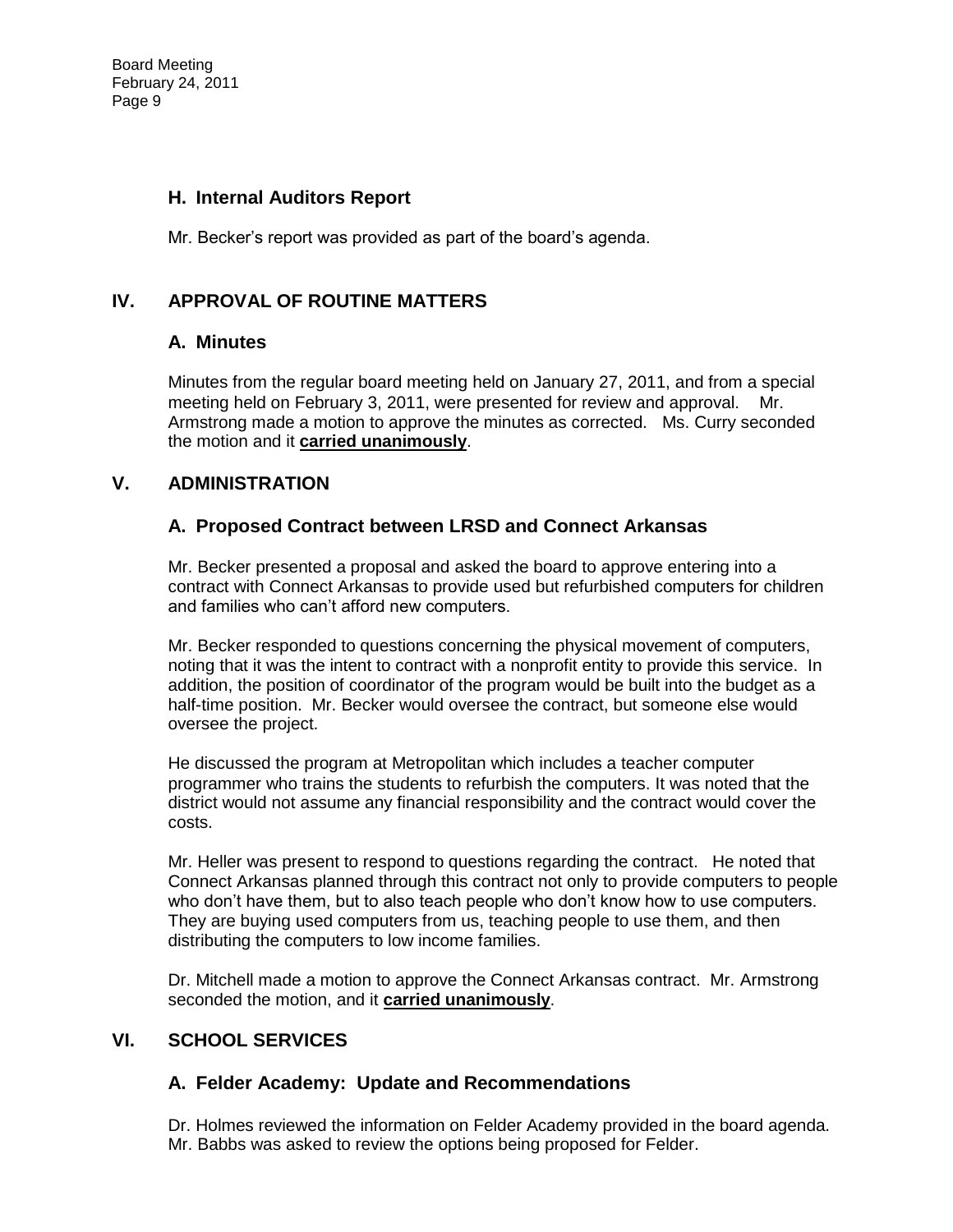### H. Internal Auditors Report

Mr. Becker's report was provided as part of the board's agenda.

## IV. APPROVAL OF ROUTINE MATTERS

### A. Minutes

Minutes from the regular board meeting held on January 27, 2011, and from a special meeting held on February 3, 2011, were presented for review and approval. Mr. Armstrong made a motion to approve the minutes as corrected. Ms. Curry seconded the motion and it **carried unanimously**.

## V. ADMINISTRATION

### A. Proposed Contract between LRSD and Connect Arkansas

Mr. Becker presented a proposal and asked the board to approve entering into a contract with Connect Arkansas to provide used but refurbished computers for children and families who can't afford new computers.

Mr. Becker responded to questions concerning the physical movement of computers, noting that it was the intent to contract with a nonprofit entity to provide this service. In addition, the position of coordinator of the program would be built into the budget as a half-time position. Mr. Becker would oversee the contract, but someone else would oversee the project.

He discussed the program at Metropolitan which includes a teacher computer programmer who trains the students to refurbish the computers. It was noted that the district would not assume any financial responsibility and the contract would cover the costs.

Mr. Heller was present to respond to questions regarding the contract. He noted that Connect Arkansas planned through this contract not only to provide computers to people who don't have them, but to also teach people who don't know how to use computers. They are buying used computers from us, teaching people to use them, and then distributing the computers to low income families.

Dr. Mitchell made a motion to approve the Connect Arkansas contract. Mr. Armstrong seconded the motion, and it **carried unanimously**.

## VI. SCHOOL SERVICES

### A. Felder Academy: Update and Recommendations

Dr. Holmes reviewed the information on Felder Academy provided in the board agenda. Mr. Babbs was asked to review the options being proposed for Felder.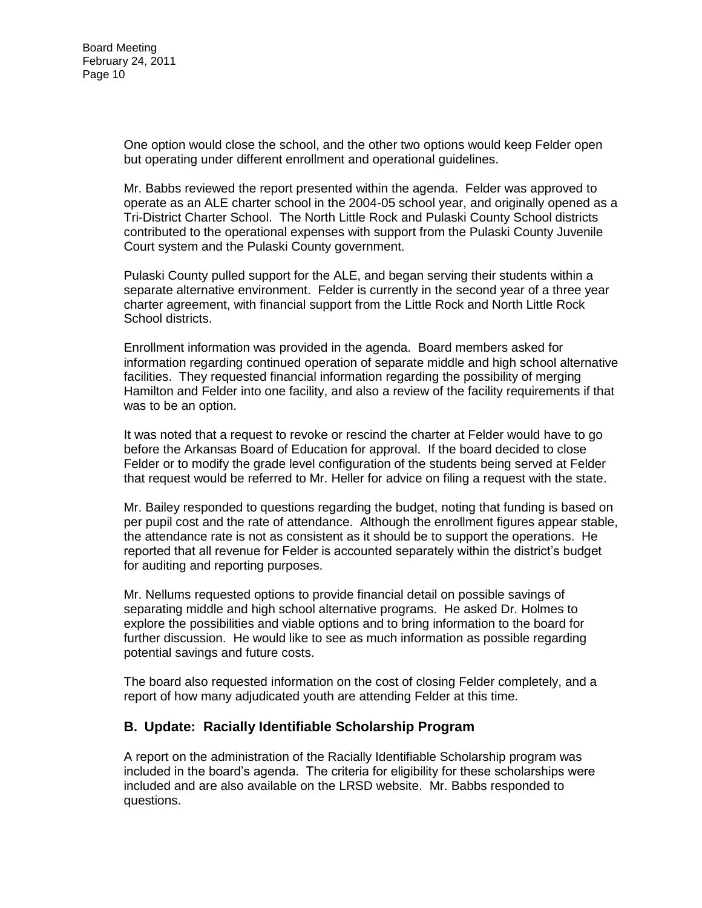One option would close the school, and the other two options would keep Felder open but operating under different enrollment and operational guidelines.

Mr. Babbs reviewed the report presented within the agenda. Felder was approved to operate as an ALE charter school in the 2004-05 school year, and originally opened as a Tri-District Charter School. The North Little Rock and Pulaski County School districts contributed to the operational expenses with support from the Pulaski County Juvenile Court system and the Pulaski County government.

Pulaski County pulled support for the ALE, and began serving their students within a separate alternative environment. Felder is currently in the second year of a three year charter agreement, with financial support from the Little Rock and North Little Rock School districts.

Enrollment information was provided in the agenda. Board members asked for information regarding continued operation of separate middle and high school alternative facilities. They requested financial information regarding the possibility of merging Hamilton and Felder into one facility, and also a review of the facility requirements if that was to be an option.

It was noted that a request to revoke or rescind the charter at Felder would have to go before the Arkansas Board of Education for approval. If the board decided to close Felder or to modify the grade level configuration of the students being served at Felder that request would be referred to Mr. Heller for advice on filing a request with the state.

Mr. Bailey responded to questions regarding the budget, noting that funding is based on per pupil cost and the rate of attendance. Although the enrollment figures appear stable, the attendance rate is not as consistent as it should be to support the operations. He reported that all revenue for Felder is accounted separately within the district's budget for auditing and reporting purposes.

Mr. Nellums requested options to provide financial detail on possible savings of separating middle and high school alternative programs. He asked Dr. Holmes to explore the possibilities and viable options and to bring information to the board for further discussion. He would like to see as much information as possible regarding potential savings and future costs.

The board also requested information on the cost of closing Felder completely, and a report of how many adjudicated youth are attending Felder at this time.

## B. Update: Racially Identifiable Scholarship Program

A report on the administration of the Racially Identifiable Scholarship program was included in the board's agenda. The criteria for eligibility for these scholarships were included and are also available on the LRSD website. Mr. Babbs responded to questions.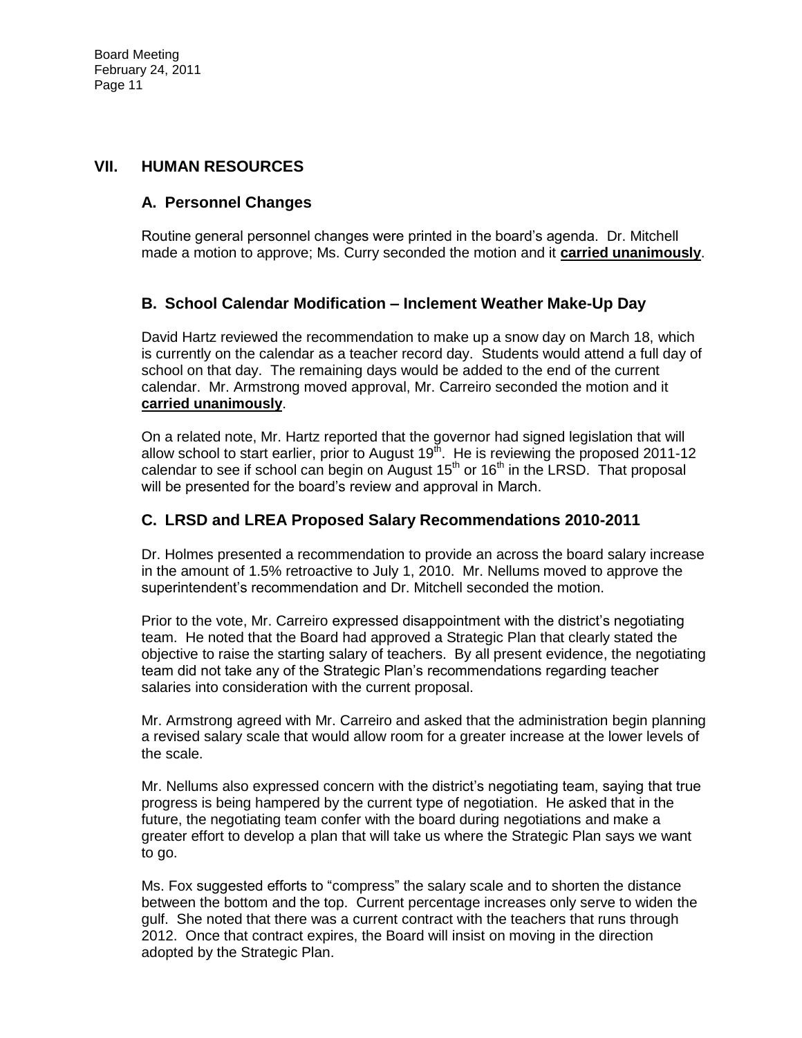## VII. HUMAN RESOURCES

### A. Personnel Changes

Routine general personnel changes were printed in the board's agenda. Dr. Mitchell made a motion to approve; Ms. Curry seconded the motion and it **carried unanimously**.

### B. School Calendar Modification – Inclement Weather Make-Up Day

David Hartz reviewed the recommendation to make up a snow day on March 18, which is currently on the calendar as a teacher record day. Students would attend a full day of school on that day. The remaining days would be added to the end of the current calendar. Mr. Armstrong moved approval, Mr. Carreiro seconded the motion and it **carried unanimously**.

On a related note, Mr. Hartz reported that the governor had signed legislation that will allow school to start earlier, prior to August 19th. He is reviewing the proposed 2011-12 calendar to see if school can begin on August 15th or 16th in the LRSD. That proposal will be presented for the board's review and approval in March.

### C. LRSD and LREA Proposed Salary Recommendations 2010-2011

Dr. Holmes presented a recommendation to provide an across the board salary increase in the amount of 1.5% retroactive to July 1, 2010. Mr. Nellums moved to approve the superintendent's recommendation and Dr. Mitchell seconded the motion.

Prior to the vote, Mr. Carreiro expressed disappointment with the district's negotiating team. He noted that the Board had approved a Strategic Plan that clearly stated the objective to raise the starting salary of teachers. By all present evidence, the negotiating team did not take any of the Strategic Plan's recommendations regarding teacher salaries into consideration with the current proposal.

Mr. Armstrong agreed with Mr. Carreiro and asked that the administration begin planning a revised salary scale that would allow room for a greater increase at the lower levels of the scale.

Mr. Nellums also expressed concern with the district's negotiating team, saying that true progress is being hampered by the current type of negotiation. He asked that in the future, the negotiating team confer with the board during negotiations and make a greater effort to develop a plan that will take us where the Strategic Plan says we want to go.

Ms. Fox suggested efforts to "compress" the salary scale and to shorten the distance between the bottom and the top. Current percentage increases only serve to widen the gulf. She noted that there was a current contract with the teachers that runs through 2012. Once that contract expires, the Board will insist on moving in the direction adopted by the Strategic Plan.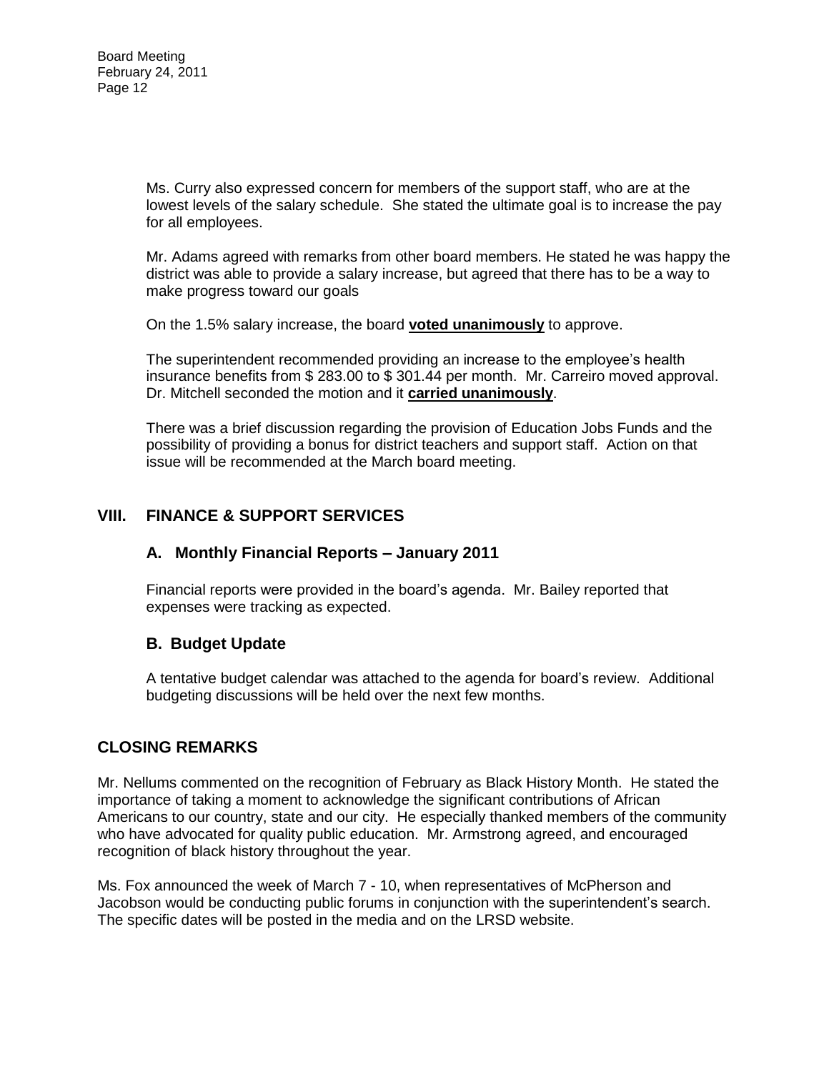Ms. Curry also expressed concern for members of the support staff, who are at the lowest levels of the salary schedule. She stated the ultimate goal is to increase the pay for all employees.

Mr. Adams agreed with remarks from other board members. He stated he was happy the district was able to provide a salary increase, but agreed that there has to be a way to make progress toward our goals

On the 1.5% salary increase, the board **voted unanimously** to approve.

The superintendent recommended providing an increase to the employee's health insurance benefits from $ 283.00 to $ 301.44 per month. Mr. Carreiro moved approval. Dr. Mitchell seconded the motion and it **carried unanimously**.

There was a brief discussion regarding the provision of Education Jobs Funds and the possibility of providing a bonus for district teachers and support staff. Action on that issue will be recommended at the March board meeting.

## VIII. FINANCE & SUPPORT SERVICES

### A. Monthly Financial Reports – January 2011

Financial reports were provided in the board's agenda. Mr. Bailey reported that expenses were tracking as expected.

### B. Budget Update

A tentative budget calendar was attached to the agenda for board's review. Additional budgeting discussions will be held over the next few months.

## CLOSING REMARKS

Mr. Nellums commented on the recognition of February as Black History Month. He stated the importance of taking a moment to acknowledge the significant contributions of African Americans to our country, state and our city. He especially thanked members of the community who have advocated for quality public education. Mr. Armstrong agreed, and encouraged recognition of black history throughout the year.

Ms. Fox announced the week of March 7 - 10, when representatives of McPherson and Jacobson would be conducting public forums in conjunction with the superintendent's search. The specific dates will be posted in the media and on the LRSD website.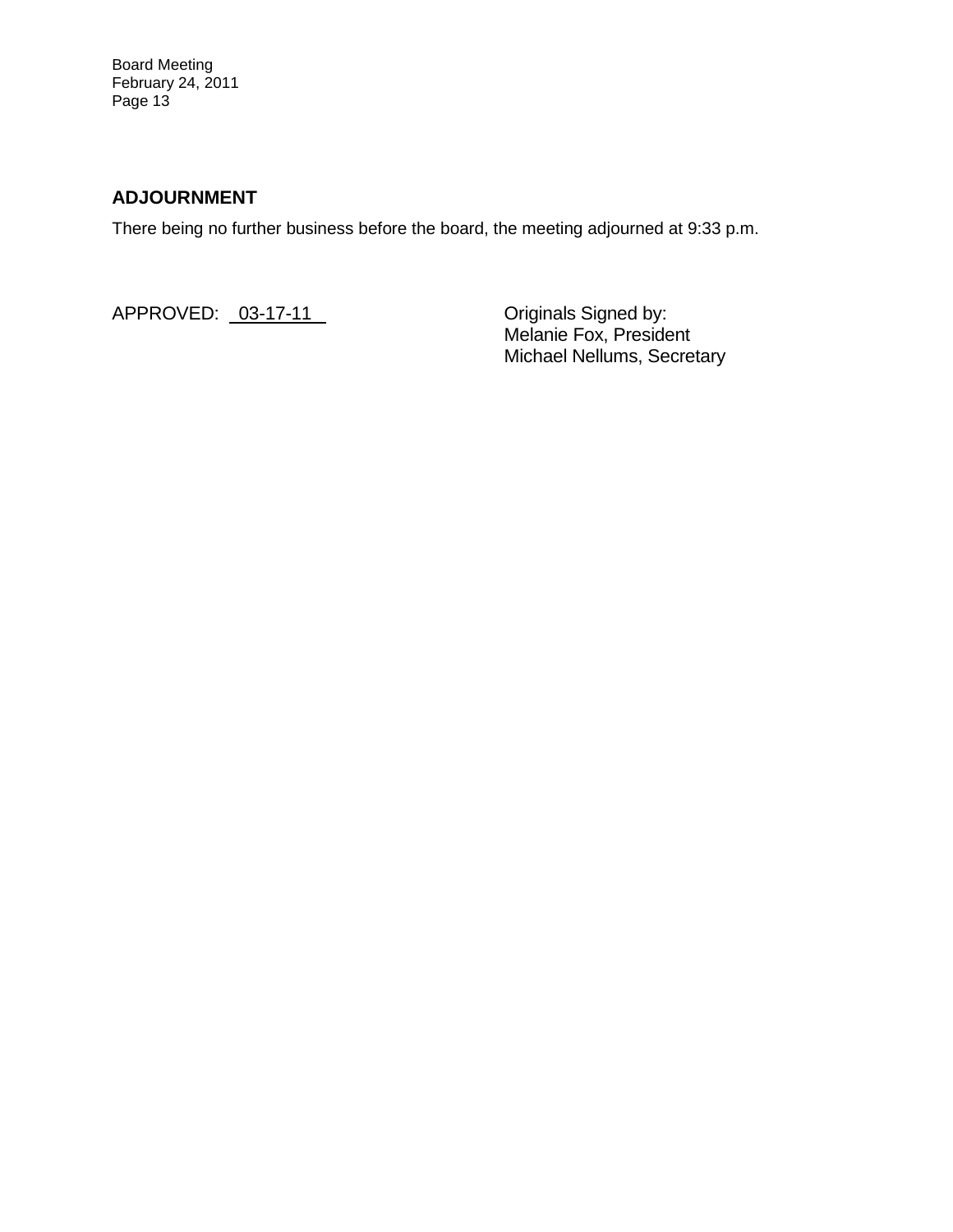## ADJOURNMENT

There being no further business before the board, the meeting adjourned at 9:33 p.m.

APPROVED: 03-17-11

Originals Signed by:
Melanie Fox, President
Michael Nellums, Secretary